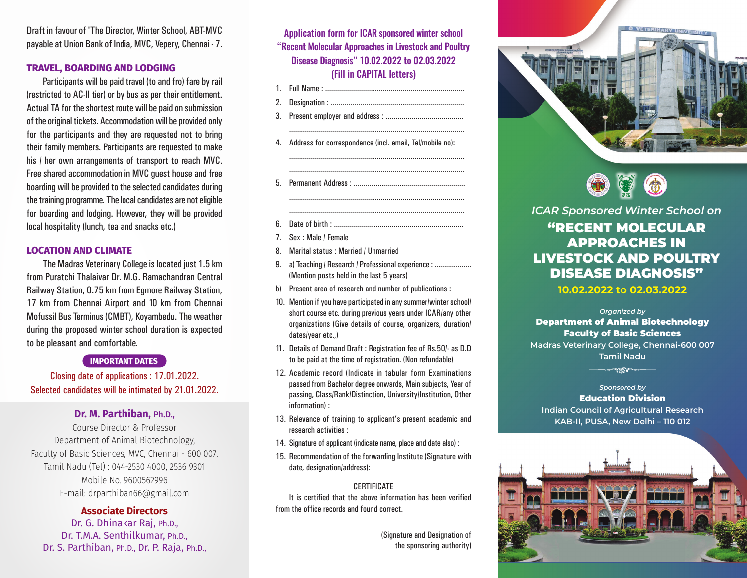Draft in favour of 'The Director, Winter School, ABT-MVC payable at Union Bank of India, MVC, Vepery, Chennai - 7.

## TRAVEL, BOARDING AND LODGING

Participants will be paid travel (to and fro) fare by rail (restricted to AC-II tier) or by bus as per their entitlement. Actual TA for the shortest route will be paid on submission of the original tickets. Accommodation will be provided only for the participants and they are requested not to bring their family members. Participants are requested to make his / her own arrangements of transport to reach MVC. Free shared accommodation in MVC guest house and free boarding will be provided to the selected candidates during the training programme. The local candidates are not eligible for boarding and lodging. However, they will be provided local hospitality (lunch, tea and snacks etc.)

## LOCATION AND CLIMATE

The Madras Veterinary College is located just 1.5 km from Puratchi Thalaivar Dr. M.G. Ramachandran Central Railway Station, 0.75 km from Egmore Railway Station, 17 km from Chennai Airport and 10 km from Chennai Mofussil Bus Terminus (CMBT), Koyambedu. The weather during the proposed winter school duration is expected to be pleasant and comfortable.

## IMPORTANT DATES

Closing date of applications : 17.01.2022.
Selected candidates will be intimated by 21.01.2022.

**Dr. M. Parthiban, Ph.D.,**
Course Director & Professor
Department of Animal Biotechnology,
Faculty of Basic Sciences, MVC, Chennai - 600 007.
Tamil Nadu (Tel) : 044-2530 4000, 2536 9301
Mobile No. 9600562996
E-mail: drparthiban66@gmail.com

**Associate Directors**
Dr. G. Dhinakar Raj, Ph.D.,
Dr. T.M.A. Senthilkumar, Ph.D.,
Dr. S. Parthiban, Ph.D., Dr. P. Raja, Ph.D.,

## Application form for ICAR sponsored winter school "Recent Molecular Approaches in Livestock and Poultry Disease Diagnosis" 10.02.2022 to 02.03.2022 (Fill in CAPITAL letters)

1. Full Name : ..................................................................
2. Designation : ..................................................................
3. Present employer and address : .......................................
   ..................................................................................
4. Address for correspondence (incl. email, Tel/mobile no):
   ..................................................................................
   ..................................................................................
5. Permanent Address : .......................................................
   ..................................................................................
   ..................................................................................
6. Date of birth : ................................................................
7. Sex : Male / Female
8. Marital status : Married / Unmarried
9. a) Teaching / Research / Professional experience : .................. (Mention posts held in the last 5 years)
   b) Present area of research and number of publications :
10. Mention if you have participated in any summer/winter school/ short course etc. during previous years under ICAR/any other organizations (Give details of course, organizers, duration/ dates/year etc.,)
11. Details of Demand Draft : Registration fee of Rs.50/- as D.D to be paid at the time of registration. (Non refundable)
12. Academic record (Indicate in tabular form Examinations passed from Bachelor degree onwards, Main subjects, Year of passing, Class/Rank/Distinction, University/Institution, Other information) :
13. Relevance of training to applicant's present academic and research activities :
14. Signature of applicant (indicate name, place and date also) :
15. Recommendation of the forwarding Institute (Signature with date, designation/address):

CERTIFICATE

It is certified that the above information has been verified from the office records and found correct.

(Signature and Designation of the sponsoring authority)

*ICAR Sponsored Winter School on*

# "RECENT MOLECULAR APPROACHES IN LIVESTOCK AND POULTRY DISEASE DIAGNOSIS"

**10.02.2022 to 02.03.2022**

*Organized by*
**Department of Animal Biotechnology**
**Faculty of Basic Sciences**
Madras Veterinary College, Chennai-600 007
Tamil Nadu

*Sponsored by*
**Education Division**
Indian Council of Agricultural Research
KAB-II, PUSA, New Delhi – 110 012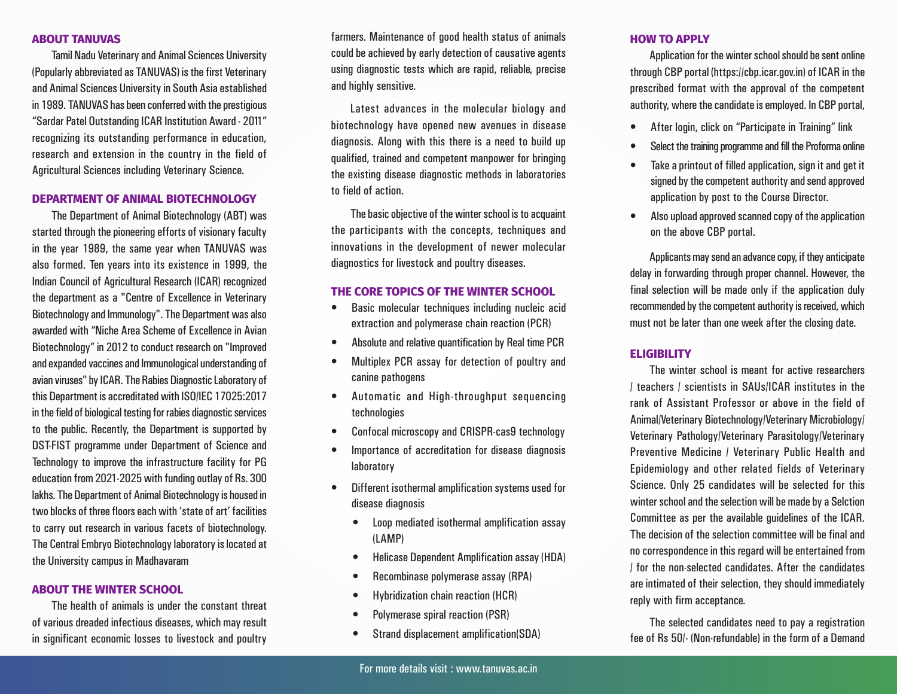## ABOUT TANUVAS

Tamil Nadu Veterinary and Animal Sciences University (Popularly abbreviated as TANUVAS) is the first Veterinary and Animal Sciences University in South Asia established in 1989. TANUVAS has been conferred with the prestigious "Sardar Patel Outstanding ICAR Institution Award - 2011" recognizing its outstanding performance in education, research and extension in the country in the field of Agricultural Sciences including Veterinary Science.

## DEPARTMENT OF ANIMAL BIOTECHNOLOGY

The Department of Animal Biotechnology (ABT) was started through the pioneering efforts of visionary faculty in the year 1989, the same year when TANUVAS was also formed. Ten years into its existence in 1999, the Indian Council of Agricultural Research (ICAR) recognized the department as a "Centre of Excellence in Veterinary Biotechnology and Immunology". The Department was also awarded with "Niche Area Scheme of Excellence in Avian Biotechnology" in 2012 to conduct research on "Improved and expanded vaccines and Immunological understanding of avian viruses" by ICAR. The Rabies Diagnostic Laboratory of this Department is accreditated with ISO/IEC 17025:2017 in the field of biological testing for rabies diagnostic services to the public. Recently, the Department is supported by DST-FIST programme under Department of Science and Technology to improve the infrastructure facility for PG education from 2021-2025 with funding outlay of Rs. 300 lakhs. The Department of Animal Biotechnology is housed in two blocks of three floors each with 'state of art' facilities to carry out research in various facets of biotechnology. The Central Embryo Biotechnology laboratory is located at the University campus in Madhavaram

## ABOUT THE WINTER SCHOOL

The health of animals is under the constant threat of various dreaded infectious diseases, which may result in significant economic losses to livestock and poultry farmers. Maintenance of good health status of animals could be achieved by early detection of causative agents using diagnostic tests which are rapid, reliable, precise and highly sensitive.

Latest advances in the molecular biology and biotechnology have opened new avenues in disease diagnosis. Along with this there is a need to build up qualified, trained and competent manpower for bringing the existing disease diagnostic methods in laboratories to field of action.

The basic objective of the winter school is to acquaint the participants with the concepts, techniques and innovations in the development of newer molecular diagnostics for livestock and poultry diseases.

## THE CORE TOPICS OF THE WINTER SCHOOL

- Basic molecular techniques including nucleic acid extraction and polymerase chain reaction (PCR)
- Absolute and relative quantification by Real time PCR
- Multiplex PCR assay for detection of poultry and canine pathogens
- Automatic and High-throughput sequencing technologies
- Confocal microscopy and CRISPR-cas9 technology
- Importance of accreditation for disease diagnosis laboratory
- Different isothermal amplification systems used for disease diagnosis
  - Loop mediated isothermal amplification assay (LAMP)
  - Helicase Dependent Amplification assay (HDA)
  - Recombinase polymerase assay (RPA)
  - Hybridization chain reaction (HCR)
  - Polymerase spiral reaction (PSR)
  - Strand displacement amplification(SDA)

## HOW TO APPLY

Application for the winter school should be sent online through CBP portal (https://cbp.icar.gov.in) of ICAR in the prescribed format with the approval of the competent authority, where the candidate is employed. In CBP portal,

- After login, click on "Participate in Training" link
- Select the training programme and fill the Proforma online
- Take a printout of filled application, sign it and get it signed by the competent authority and send approved application by post to the Course Director.
- Also upload approved scanned copy of the application on the above CBP portal.

Applicants may send an advance copy, if they anticipate delay in forwarding through proper channel. However, the final selection will be made only if the application duly recommended by the competent authority is received, which must not be later than one week after the closing date.

## ELIGIBILITY

The winter school is meant for active researchers / teachers / scientists in SAUs/ICAR institutes in the rank of Assistant Professor or above in the field of Animal/Veterinary Biotechnology/Veterinary Microbiology/ Veterinary Pathology/Veterinary Parasitology/Veterinary Preventive Medicine / Veterinary Public Health and Epidemiology and other related fields of Veterinary Science. Only 25 candidates will be selected for this winter school and the selection will be made by a Selction Committee as per the available guidelines of the ICAR. The decision of the selection committee will be final and no correspondence in this regard will be entertained from / for the non-selected candidates. After the candidates are intimated of their selection, they should immediately reply with firm acceptance.

The selected candidates need to pay a registration fee of Rs 50/- (Non-refundable) in the form of a Demand

For more details visit : www.tanuvas.ac.in